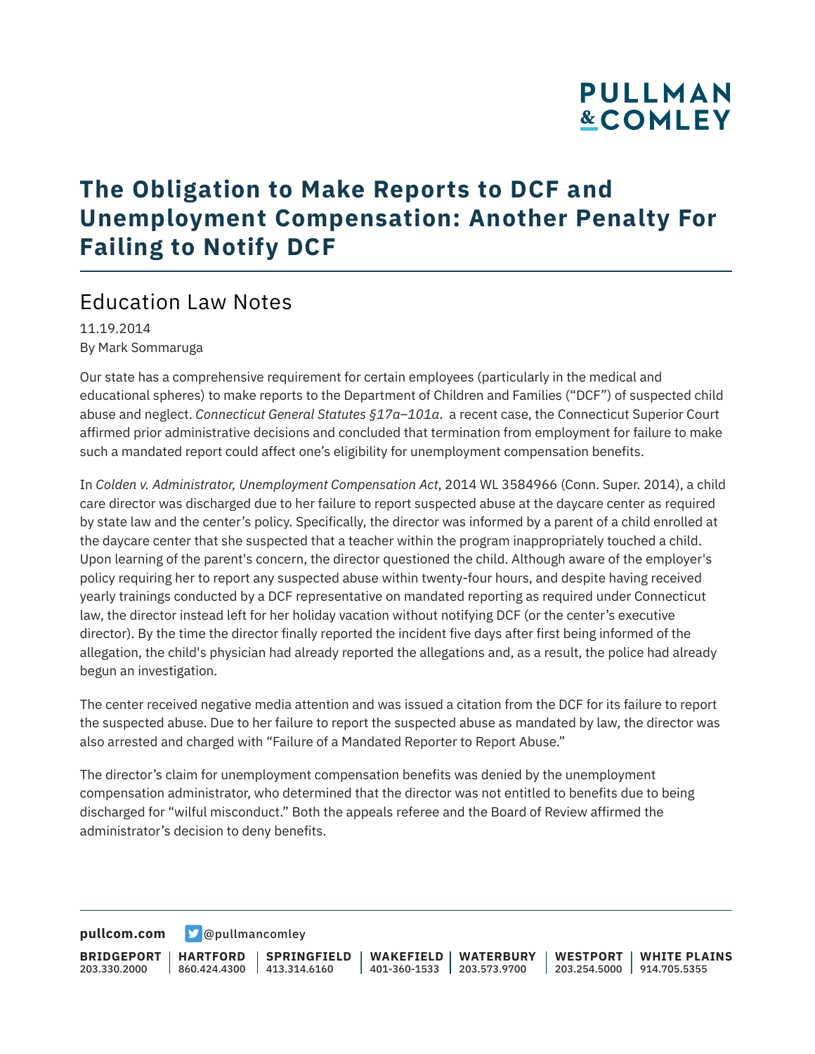# The Obligation to Make Reports to DCF and Unemployment Compensation: Another Penalty For Failing to Notify DCF

## Education Law Notes

11.19.2014
By Mark Sommaruga

Our state has a comprehensive requirement for certain employees (particularly in the medical and educational spheres) to make reports to the Department of Children and Families ("DCF") of suspected child abuse and neglect. *Connecticut General Statutes §17a–101a*. a recent case, the Connecticut Superior Court affirmed prior administrative decisions and concluded that termination from employment for failure to make such a mandated report could affect one's eligibility for unemployment compensation benefits.

In *Colden v. Administrator, Unemployment Compensation Act*, 2014 WL 3584966 (Conn. Super. 2014), a child care director was discharged due to her failure to report suspected abuse at the daycare center as required by state law and the center's policy. Specifically, the director was informed by a parent of a child enrolled at the daycare center that she suspected that a teacher within the program inappropriately touched a child. Upon learning of the parent's concern, the director questioned the child. Although aware of the employer's policy requiring her to report any suspected abuse within twenty-four hours, and despite having received yearly trainings conducted by a DCF representative on mandated reporting as required under Connecticut law, the director instead left for her holiday vacation without notifying DCF (or the center's executive director). By the time the director finally reported the incident five days after first being informed of the allegation, the child's physician had already reported the allegations and, as a result, the police had already begun an investigation.

The center received negative media attention and was issued a citation from the DCF for its failure to report the suspected abuse. Due to her failure to report the suspected abuse as mandated by law, the director was also arrested and charged with "Failure of a Mandated Reporter to Report Abuse."

The director's claim for unemployment compensation benefits was denied by the unemployment compensation administrator, who determined that the director was not entitled to benefits due to being discharged for "wilful misconduct." Both the appeals referee and the Board of Review affirmed the administrator's decision to deny benefits.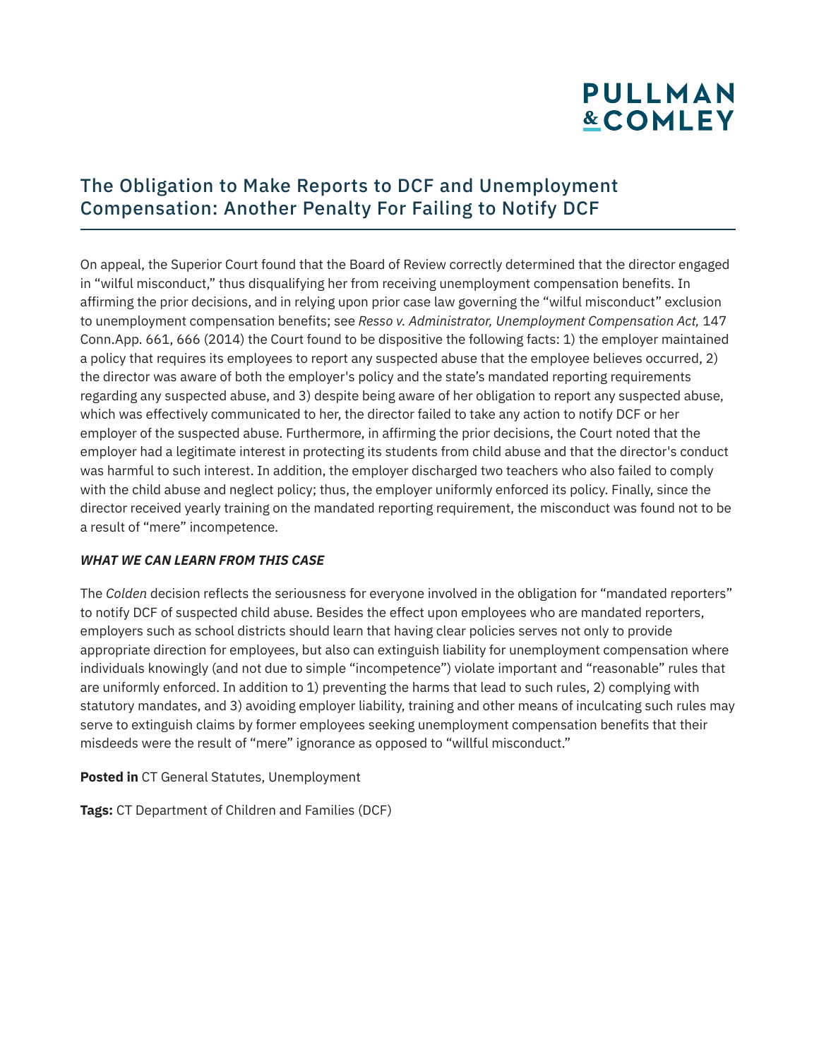# The Obligation to Make Reports to DCF and Unemployment Compensation: Another Penalty For Failing to Notify DCF

On appeal, the Superior Court found that the Board of Review correctly determined that the director engaged in "wilful misconduct," thus disqualifying her from receiving unemployment compensation benefits. In affirming the prior decisions, and in relying upon prior case law governing the "wilful misconduct" exclusion to unemployment compensation benefits; see *Resso v. Administrator, Unemployment Compensation Act,* 147 Conn.App. 661, 666 (2014) the Court found to be dispositive the following facts: 1) the employer maintained a policy that requires its employees to report any suspected abuse that the employee believes occurred, 2) the director was aware of both the employer's policy and the state's mandated reporting requirements regarding any suspected abuse, and 3) despite being aware of her obligation to report any suspected abuse, which was effectively communicated to her, the director failed to take any action to notify DCF or her employer of the suspected abuse. Furthermore, in affirming the prior decisions, the Court noted that the employer had a legitimate interest in protecting its students from child abuse and that the director's conduct was harmful to such interest. In addition, the employer discharged two teachers who also failed to comply with the child abuse and neglect policy; thus, the employer uniformly enforced its policy. Finally, since the director received yearly training on the mandated reporting requirement, the misconduct was found not to be a result of "mere" incompetence.

***WHAT WE CAN LEARN FROM THIS CASE***

The *Colden* decision reflects the seriousness for everyone involved in the obligation for "mandated reporters" to notify DCF of suspected child abuse. Besides the effect upon employees who are mandated reporters, employers such as school districts should learn that having clear policies serves not only to provide appropriate direction for employees, but also can extinguish liability for unemployment compensation where individuals knowingly (and not due to simple "incompetence") violate important and "reasonable" rules that are uniformly enforced. In addition to 1) preventing the harms that lead to such rules, 2) complying with statutory mandates, and 3) avoiding employer liability, training and other means of inculcating such rules may serve to extinguish claims by former employees seeking unemployment compensation benefits that their misdeeds were the result of "mere" ignorance as opposed to "willful misconduct."

**Posted in** CT General Statutes, Unemployment

**Tags:** CT Department of Children and Families (DCF)